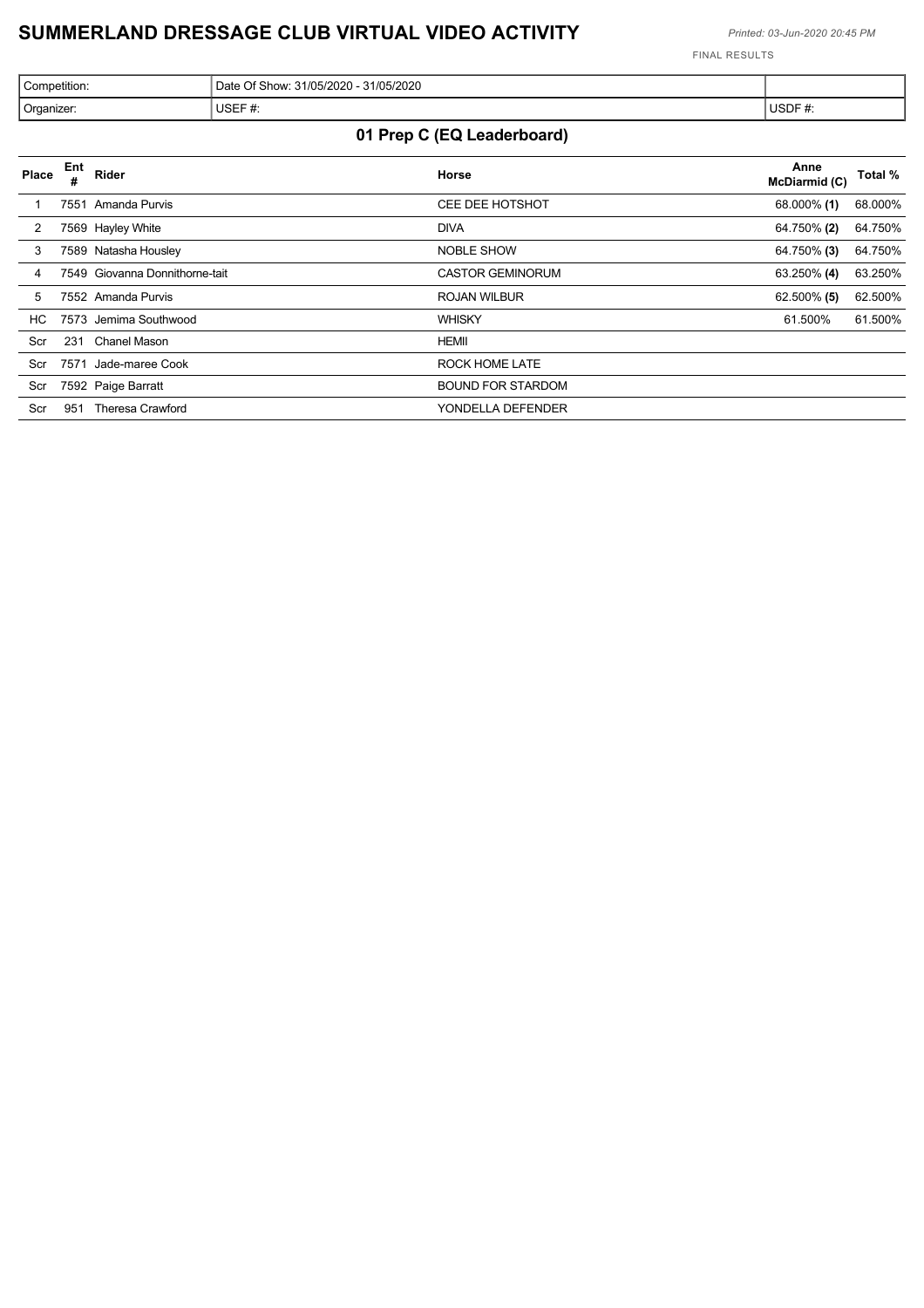# SUMMERLAND DRESSAGE CLUB VIRTUAL VIDEO ACTIVITY

*Printed: 03-Jun-2020 20:45 PM*

FINAL RESULTS

| Competition: | Date Of Show: 31/05/2020 - 31/05/2020 | |
|---|---|---|
| Organizer: | USEF #: | USDF #: |

## 01 Prep C (EQ Leaderboard)

| Place | Ent # | Rider | Horse | Anne McDiarmid (C) | Total % |
|---|---|---|---|---|---|
| 1 | 7551 | Amanda Purvis | CEE DEE HOTSHOT | 68.000% **(1)** | 68.000% |
| 2 | 7569 | Hayley White | DIVA | 64.750% **(2)** | 64.750% |
| 3 | 7589 | Natasha Housley | NOBLE SHOW | 64.750% **(3)** | 64.750% |
| 4 | 7549 | Giovanna Donnithorne-tait | CASTOR GEMINORUM | 63.250% **(4)** | 63.250% |
| 5 | 7552 | Amanda Purvis | ROJAN WILBUR | 62.500% **(5)** | 62.500% |
| HC | 7573 | Jemima Southwood | WHISKY | 61.500% | 61.500% |
| Scr | 231 | Chanel Mason | HEMII | | |
| Scr | 7571 | Jade-maree Cook | ROCK HOME LATE | | |
| Scr | 7592 | Paige Barratt | BOUND FOR STARDOM | | |
| Scr | 951 | Theresa Crawford | YONDELLA DEFENDER | | |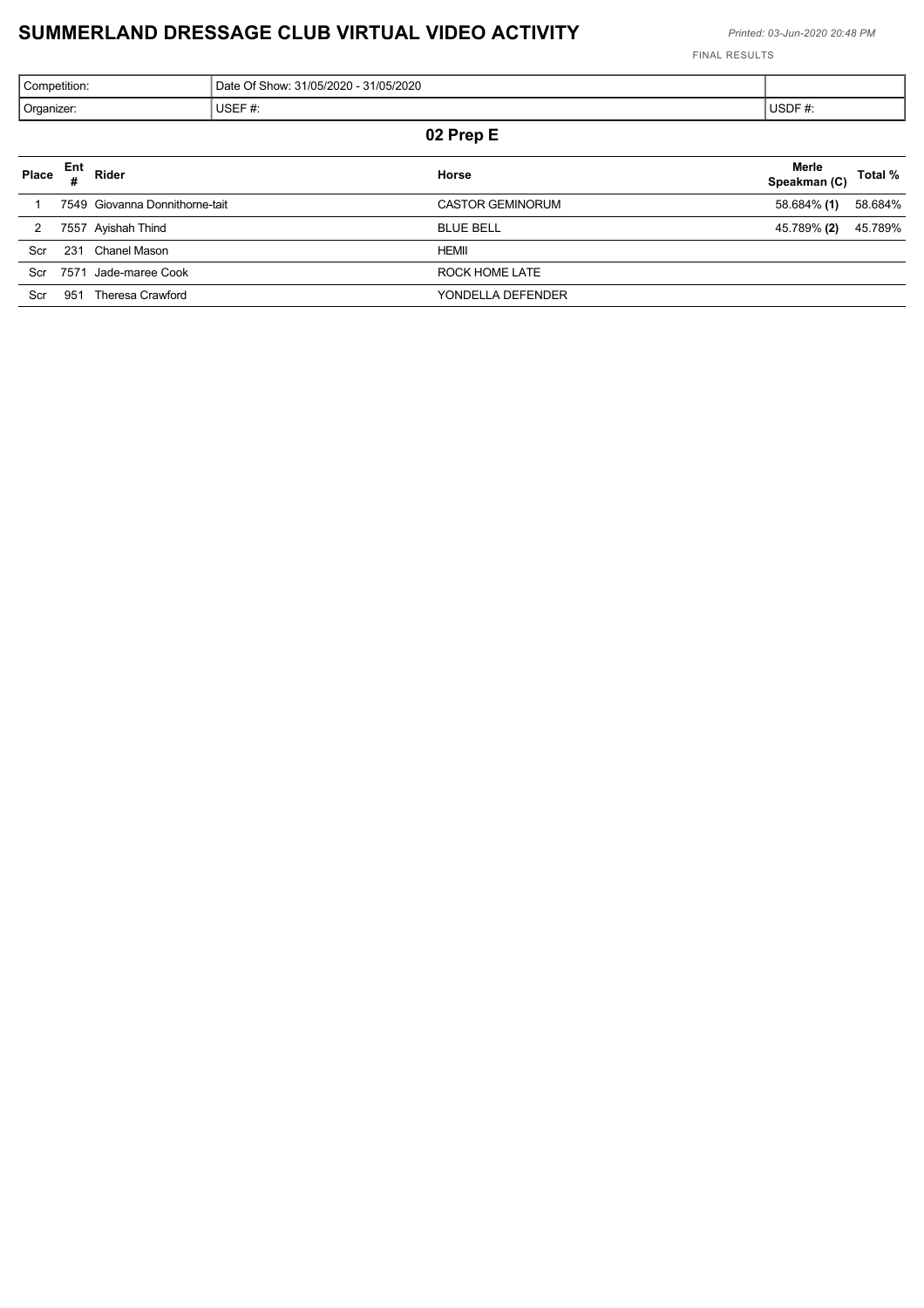# SUMMERLAND DRESSAGE CLUB VIRTUAL VIDEO ACTIVITY

*Printed: 03-Jun-2020 20:48 PM*

FINAL RESULTS

| Competition: | Date Of Show: 31/05/2020 - 31/05/2020 | |
|---|---|---|
| Organizer: | USEF #: | USDF #: |

## 02 Prep E

| Place | Ent # | Rider | Horse | Merle Speakman (C) | Total % |
|---|---|---|---|---|---|
| 1 | 7549 | Giovanna Donnithorne-tait | CASTOR GEMINORUM | 58.684% **(1)** | 58.684% |
| 2 | 7557 | Ayishah Thind | BLUE BELL | 45.789% **(2)** | 45.789% |
| Scr | 231 | Chanel Mason | HEMII | | |
| Scr | 7571 | Jade-maree Cook | ROCK HOME LATE | | |
| Scr | 951 | Theresa Crawford | YONDELLA DEFENDER | | |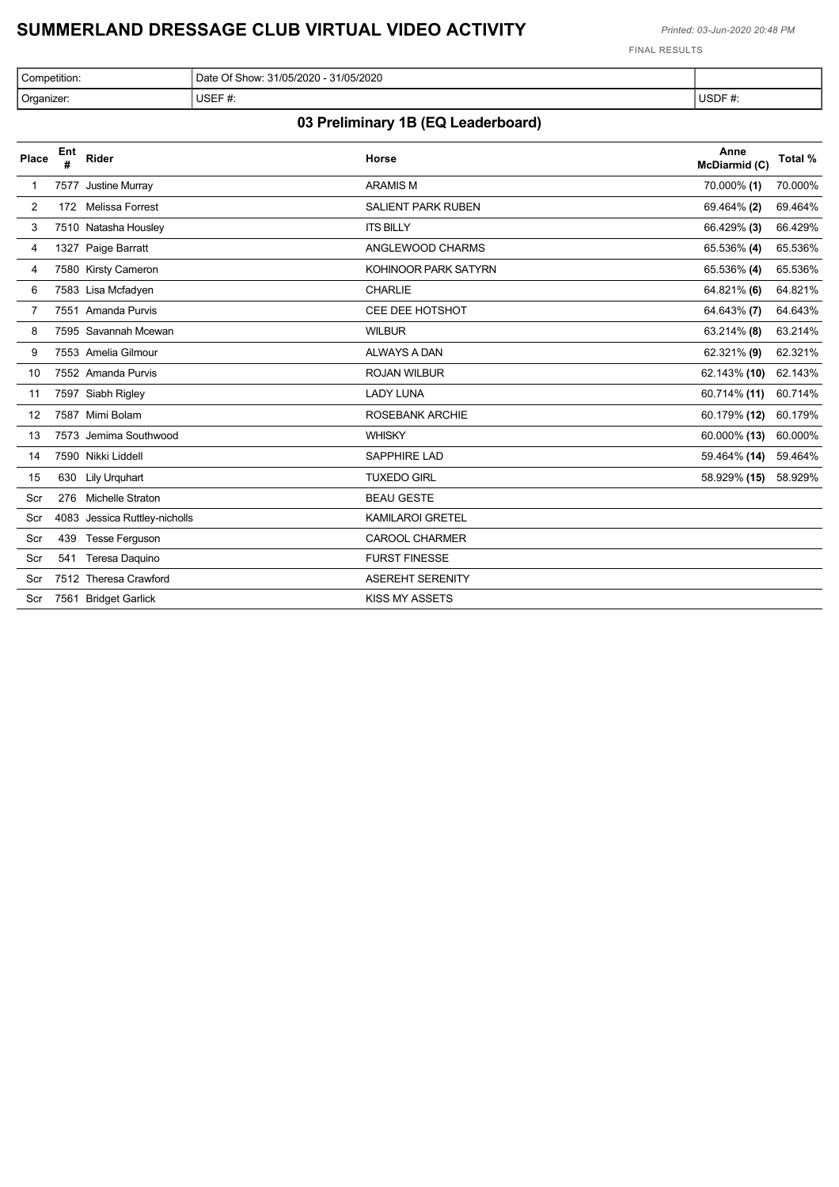# SUMMERLAND DRESSAGE CLUB VIRTUAL VIDEO ACTIVITY

*Printed: 03-Jun-2020 20:48 PM*

FINAL RESULTS

| Competition: | Date Of Show: 31/05/2020 - 31/05/2020 | |
|---|---|---|
| Organizer: | USEF #: | USDF #: |

## 03 Preliminary 1B (EQ Leaderboard)

| Place | Ent # | Rider | Horse | Anne McDiarmid (C) | Total % |
|---|---|---|---|---|---|
| 1 | 7577 | Justine Murray | ARAMIS M | 70.000% **(1)** | 70.000% |
| 2 | 172 | Melissa Forrest | SALIENT PARK RUBEN | 69.464% **(2)** | 69.464% |
| 3 | 7510 | Natasha Housley | ITS BILLY | 66.429% **(3)** | 66.429% |
| 4 | 1327 | Paige Barratt | ANGLEWOOD CHARMS | 65.536% **(4)** | 65.536% |
| 4 | 7580 | Kirsty Cameron | KOHINOOR PARK SATYRN | 65.536% **(4)** | 65.536% |
| 6 | 7583 | Lisa Mcfadyen | CHARLIE | 64.821% **(6)** | 64.821% |
| 7 | 7551 | Amanda Purvis | CEE DEE HOTSHOT | 64.643% **(7)** | 64.643% |
| 8 | 7595 | Savannah Mcewan | WILBUR | 63.214% **(8)** | 63.214% |
| 9 | 7553 | Amelia Gilmour | ALWAYS A DAN | 62.321% **(9)** | 62.321% |
| 10 | 7552 | Amanda Purvis | ROJAN WILBUR | 62.143% **(10)** | 62.143% |
| 11 | 7597 | Siabh Rigley | LADY LUNA | 60.714% **(11)** | 60.714% |
| 12 | 7587 | Mimi Bolam | ROSEBANK ARCHIE | 60.179% **(12)** | 60.179% |
| 13 | 7573 | Jemima Southwood | WHISKY | 60.000% **(13)** | 60.000% |
| 14 | 7590 | Nikki Liddell | SAPPHIRE LAD | 59.464% **(14)** | 59.464% |
| 15 | 630 | Lily Urquhart | TUXEDO GIRL | 58.929% **(15)** | 58.929% |
| Scr | 276 | Michelle Straton | BEAU GESTE | | |
| Scr | 4083 | Jessica Ruttley-nicholls | KAMILAROI GRETEL | | |
| Scr | 439 | Tesse Ferguson | CAROOL CHARMER | | |
| Scr | 541 | Teresa Daquino | FURST FINESSE | | |
| Scr | 7512 | Theresa Crawford | ASEREHT SERENITY | | |
| Scr | 7561 | Bridget Garlick | KISS MY ASSETS | | |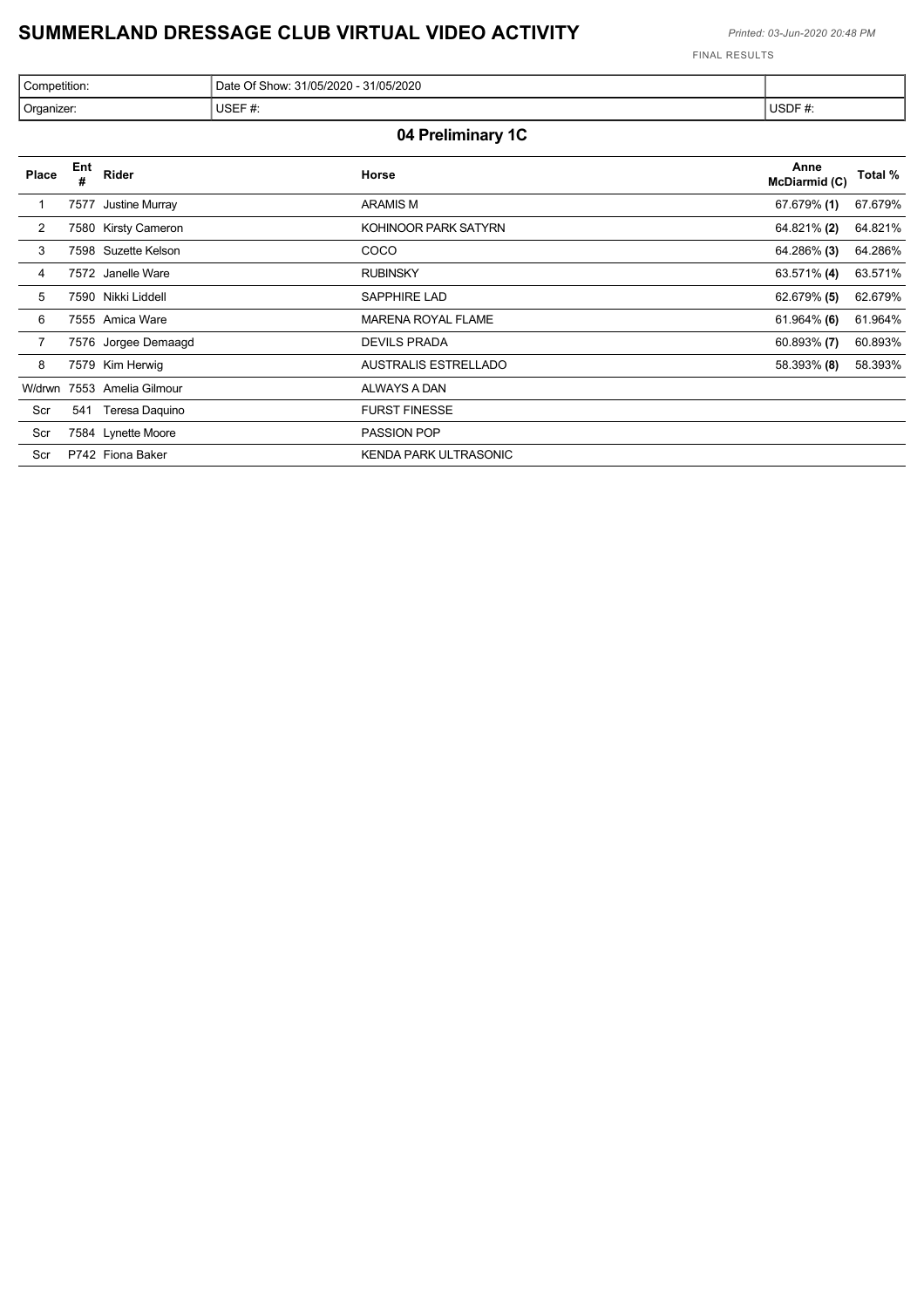# SUMMERLAND DRESSAGE CLUB VIRTUAL VIDEO ACTIVITY

*Printed: 03-Jun-2020 20:48 PM*

FINAL RESULTS

| Competition: | Date Of Show: 31/05/2020 - 31/05/2020 | |
|---|---|---|
| Organizer: | USEF #: | USDF #: |

## 04 Preliminary 1C

| Place | Ent # | Rider | Horse | Anne McDiarmid (C) | Total % |
|---|---|---|---|---|---|
| 1 | 7577 | Justine Murray | ARAMIS M | 67.679% **(1)** | 67.679% |
| 2 | 7580 | Kirsty Cameron | KOHINOOR PARK SATYRN | 64.821% **(2)** | 64.821% |
| 3 | 7598 | Suzette Kelson | COCO | 64.286% **(3)** | 64.286% |
| 4 | 7572 | Janelle Ware | RUBINSKY | 63.571% **(4)** | 63.571% |
| 5 | 7590 | Nikki Liddell | SAPPHIRE LAD | 62.679% **(5)** | 62.679% |
| 6 | 7555 | Amica Ware | MARENA ROYAL FLAME | 61.964% **(6)** | 61.964% |
| 7 | 7576 | Jorgee Demaagd | DEVILS PRADA | 60.893% **(7)** | 60.893% |
| 8 | 7579 | Kim Herwig | AUSTRALIS ESTRELLADO | 58.393% **(8)** | 58.393% |
| W/drwn | 7553 | Amelia Gilmour | ALWAYS A DAN | | |
| Scr | 541 | Teresa Daquino | FURST FINESSE | | |
| Scr | 7584 | Lynette Moore | PASSION POP | | |
| Scr | P742 | Fiona Baker | KENDA PARK ULTRASONIC | | |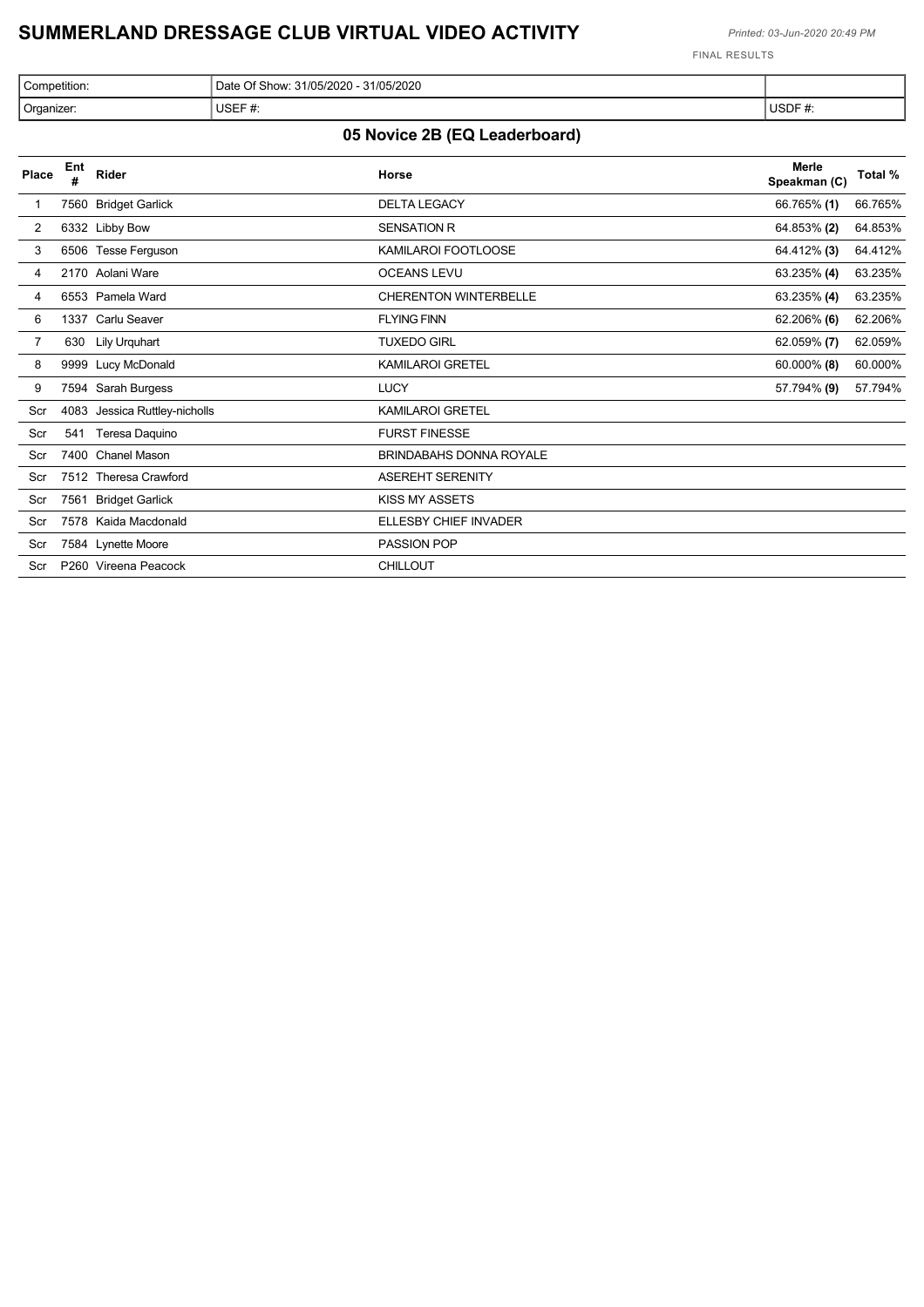# SUMMERLAND DRESSAGE CLUB VIRTUAL VIDEO ACTIVITY

*Printed: 03-Jun-2020 20:49 PM*

FINAL RESULTS

| Competition: | Date Of Show: 31/05/2020 - 31/05/2020 | |
|---|---|---|
| Organizer: | USEF #: | USDF #: |

## 05 Novice 2B (EQ Leaderboard)

| Place | Ent # | Rider | Horse | Merle Speakman (C) | Total % |
|---|---|---|---|---|---|
| 1 | 7560 | Bridget Garlick | DELTA LEGACY | 66.765% **(1)** | 66.765% |
| 2 | 6332 | Libby Bow | SENSATION R | 64.853% **(2)** | 64.853% |
| 3 | 6506 | Tesse Ferguson | KAMILAROI FOOTLOOSE | 64.412% **(3)** | 64.412% |
| 4 | 2170 | Aolani Ware | OCEANS LEVU | 63.235% **(4)** | 63.235% |
| 4 | 6553 | Pamela Ward | CHERENTON WINTERBELLE | 63.235% **(4)** | 63.235% |
| 6 | 1337 | Carlu Seaver | FLYING FINN | 62.206% **(6)** | 62.206% |
| 7 | 630 | Lily Urquhart | TUXEDO GIRL | 62.059% **(7)** | 62.059% |
| 8 | 9999 | Lucy McDonald | KAMILAROI GRETEL | 60.000% **(8)** | 60.000% |
| 9 | 7594 | Sarah Burgess | LUCY | 57.794% **(9)** | 57.794% |
| Scr | 4083 | Jessica Ruttley-nicholls | KAMILAROI GRETEL | | |
| Scr | 541 | Teresa Daquino | FURST FINESSE | | |
| Scr | 7400 | Chanel Mason | BRINDABAHS DONNA ROYALE | | |
| Scr | 7512 | Theresa Crawford | ASEREHT SERENITY | | |
| Scr | 7561 | Bridget Garlick | KISS MY ASSETS | | |
| Scr | 7578 | Kaida Macdonald | ELLESBY CHIEF INVADER | | |
| Scr | 7584 | Lynette Moore | PASSION POP | | |
| Scr | P260 | Vireena Peacock | CHILLOUT | | |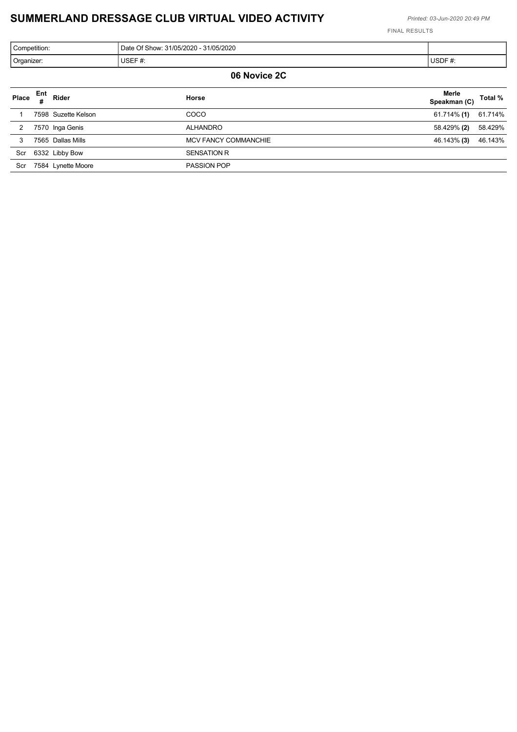# SUMMERLAND DRESSAGE CLUB VIRTUAL VIDEO ACTIVITY

*Printed: 03-Jun-2020 20:49 PM*

FINAL RESULTS

| Competition: | Date Of Show: 31/05/2020 - 31/05/2020 | |
|---|---|---|
| Organizer: | USEF #: | USDF #: |

## 06 Novice 2C

| Place | Ent # | Rider | Horse | Merle Speakman (C) | Total % |
|---|---|---|---|---|---|
| 1 | 7598 | Suzette Kelson | COCO | 61.714% **(1)** | 61.714% |
| 2 | 7570 | Inga Genis | ALHANDRO | 58.429% **(2)** | 58.429% |
| 3 | 7565 | Dallas Mills | MCV FANCY COMMANCHIE | 46.143% **(3)** | 46.143% |
| Scr | 6332 | Libby Bow | SENSATION R | | |
| Scr | 7584 | Lynette Moore | PASSION POP | | |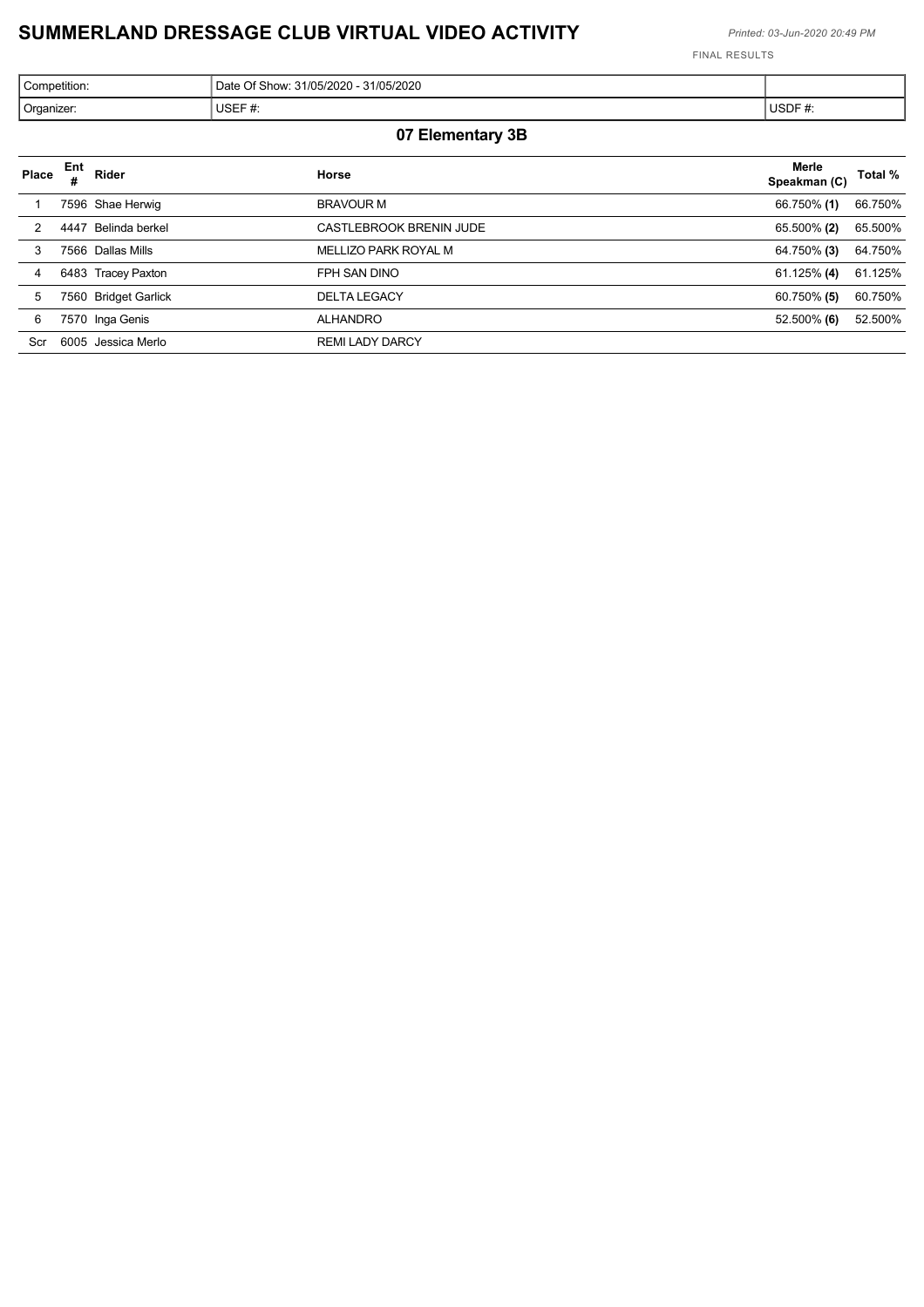# SUMMERLAND DRESSAGE CLUB VIRTUAL VIDEO ACTIVITY

*Printed: 03-Jun-2020 20:49 PM*

FINAL RESULTS

| Competition: | Date Of Show: 31/05/2020 - 31/05/2020 | |
|---|---|---|
| Organizer: | USEF #: | USDF #: |

## 07 Elementary 3B

| Place | Ent # | Rider | Horse | Merle Speakman (C) | Total % |
|---|---|---|---|---|---|
| 1 | 7596 | Shae Herwig | BRAVOUR M | 66.750% **(1)** | 66.750% |
| 2 | 4447 | Belinda berkel | CASTLEBROOK BRENIN JUDE | 65.500% **(2)** | 65.500% |
| 3 | 7566 | Dallas Mills | MELLIZO PARK ROYAL M | 64.750% **(3)** | 64.750% |
| 4 | 6483 | Tracey Paxton | FPH SAN DINO | 61.125% **(4)** | 61.125% |
| 5 | 7560 | Bridget Garlick | DELTA LEGACY | 60.750% **(5)** | 60.750% |
| 6 | 7570 | Inga Genis | ALHANDRO | 52.500% **(6)** | 52.500% |
| Scr | 6005 | Jessica Merlo | REMI LADY DARCY | | |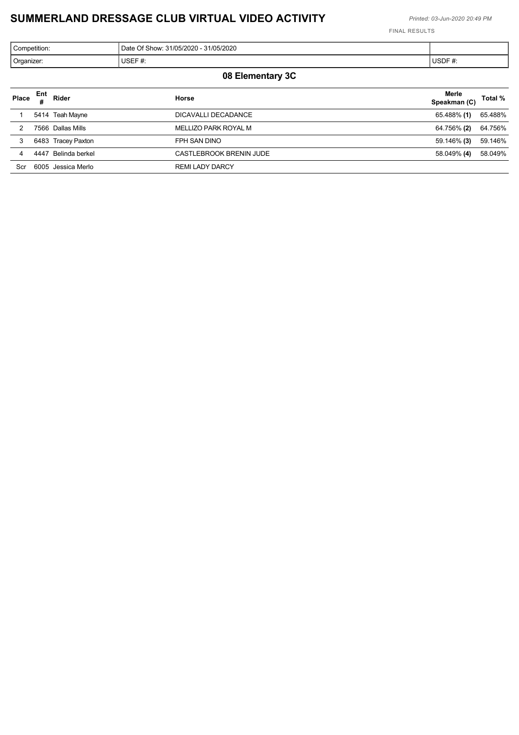# SUMMERLAND DRESSAGE CLUB VIRTUAL VIDEO ACTIVITY

*Printed: 03-Jun-2020 20:49 PM*

FINAL RESULTS

| Competition: | Date Of Show: 31/05/2020 - 31/05/2020 | |
|---|---|---|
| Organizer: | USEF #: | USDF #: |

## 08 Elementary 3C

| Place | Ent # | Rider | Horse | Merle Speakman (C) | Total % |
|---|---|---|---|---|---|
| 1 | 5414 | Teah Mayne | DICAVALLI DECADANCE | 65.488% **(1)** | 65.488% |
| 2 | 7566 | Dallas Mills | MELLIZO PARK ROYAL M | 64.756% **(2)** | 64.756% |
| 3 | 6483 | Tracey Paxton | FPH SAN DINO | 59.146% **(3)** | 59.146% |
| 4 | 4447 | Belinda berkel | CASTLEBROOK BRENIN JUDE | 58.049% **(4)** | 58.049% |
| Scr | 6005 | Jessica Merlo | REMI LADY DARCY | | |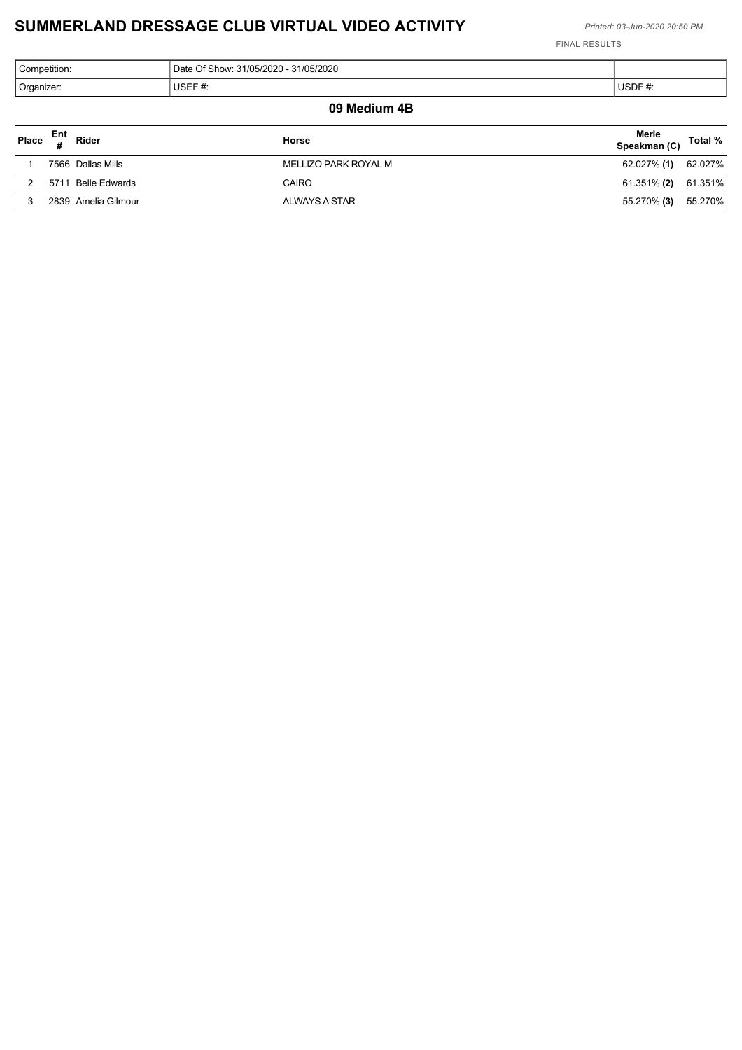# SUMMERLAND DRESSAGE CLUB VIRTUAL VIDEO ACTIVITY

*Printed: 03-Jun-2020 20:50 PM*

FINAL RESULTS

| Competition: | Date Of Show: 31/05/2020 - 31/05/2020 | |
|---|---|---|
| Organizer: | USEF #: | USDF #: |

## 09 Medium 4B

| Place | Ent # | Rider | Horse | Merle Speakman (C) | Total % |
|---|---|---|---|---|---|
| 1 | 7566 | Dallas Mills | MELLIZO PARK ROYAL M | 62.027% **(1)** | 62.027% |
| 2 | 5711 | Belle Edwards | CAIRO | 61.351% **(2)** | 61.351% |
| 3 | 2839 | Amelia Gilmour | ALWAYS A STAR | 55.270% **(3)** | 55.270% |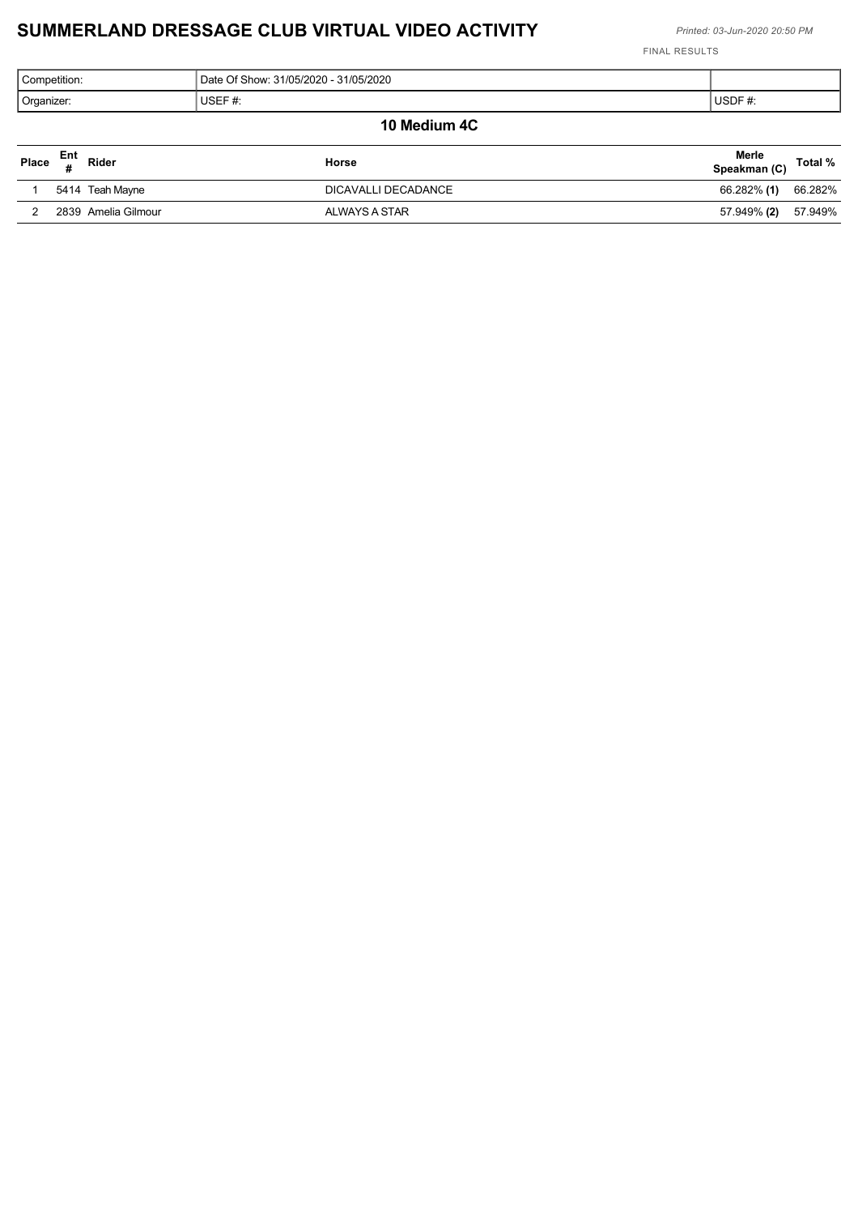# SUMMERLAND DRESSAGE CLUB VIRTUAL VIDEO ACTIVITY

*Printed: 03-Jun-2020 20:50 PM*

FINAL RESULTS

| | | |
|---|---|---|
| Competition: | Date Of Show: 31/05/2020 - 31/05/2020 | |
| Organizer: | USEF #: | USDF #: |

## 10 Medium 4C

| Place | Ent # | Rider | Horse | Merle Speakman (C) | Total % |
|---|---|---|---|---|---|
| 1 | 5414 | Teah Mayne | DICAVALLI DECADANCE | 66.282% **(1)** | 66.282% |
| 2 | 2839 | Amelia Gilmour | ALWAYS A STAR | 57.949% **(2)** | 57.949% |